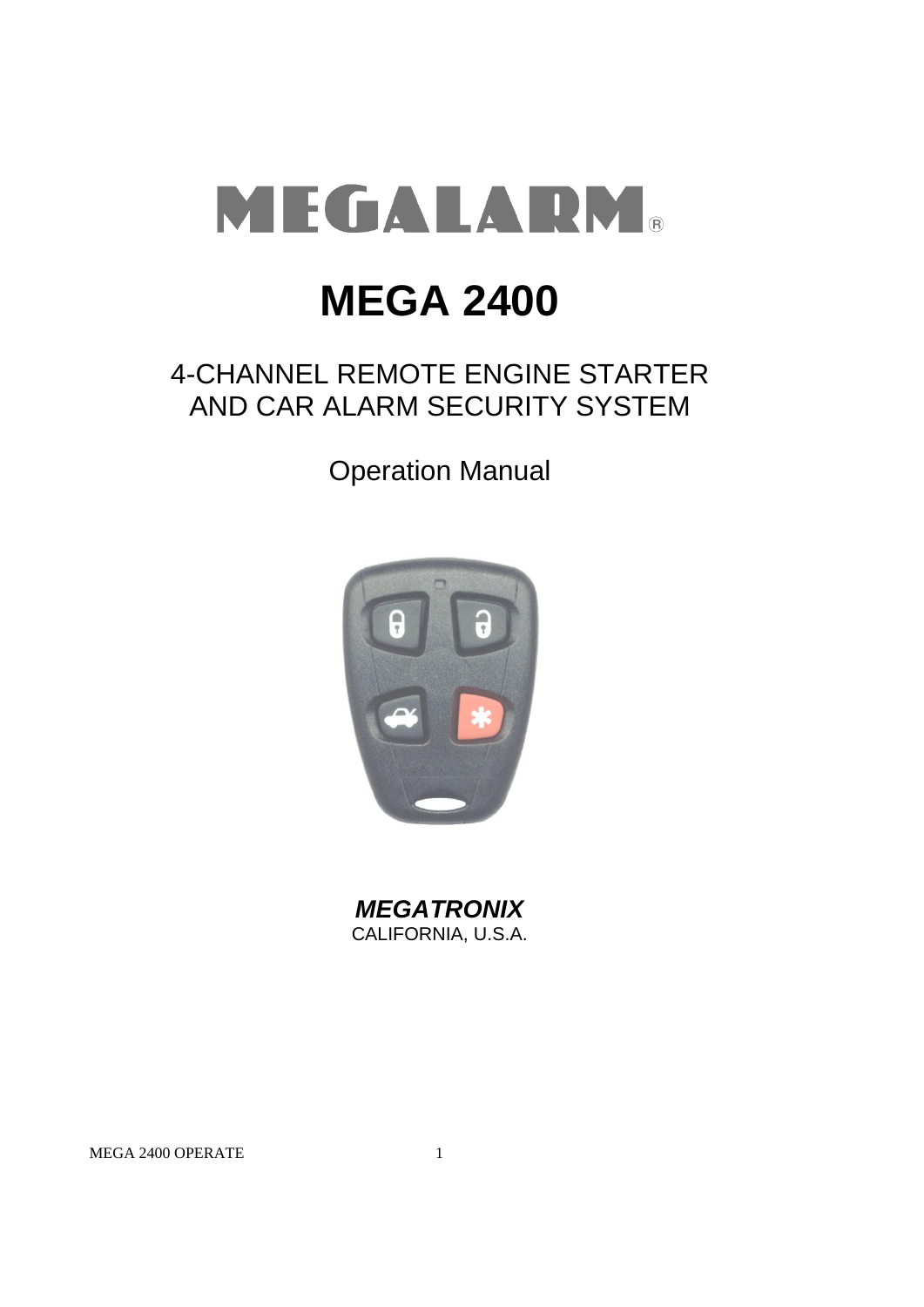# MEGALARM®

# MEGA 2400

## 4-CHANNEL REMOTE ENGINE STARTER AND CAR ALARM SECURITY SYSTEM

Operation Manual

***MEGATRONIX***
CALIFORNIA, U.S.A.

MEGA 2400 OPERATE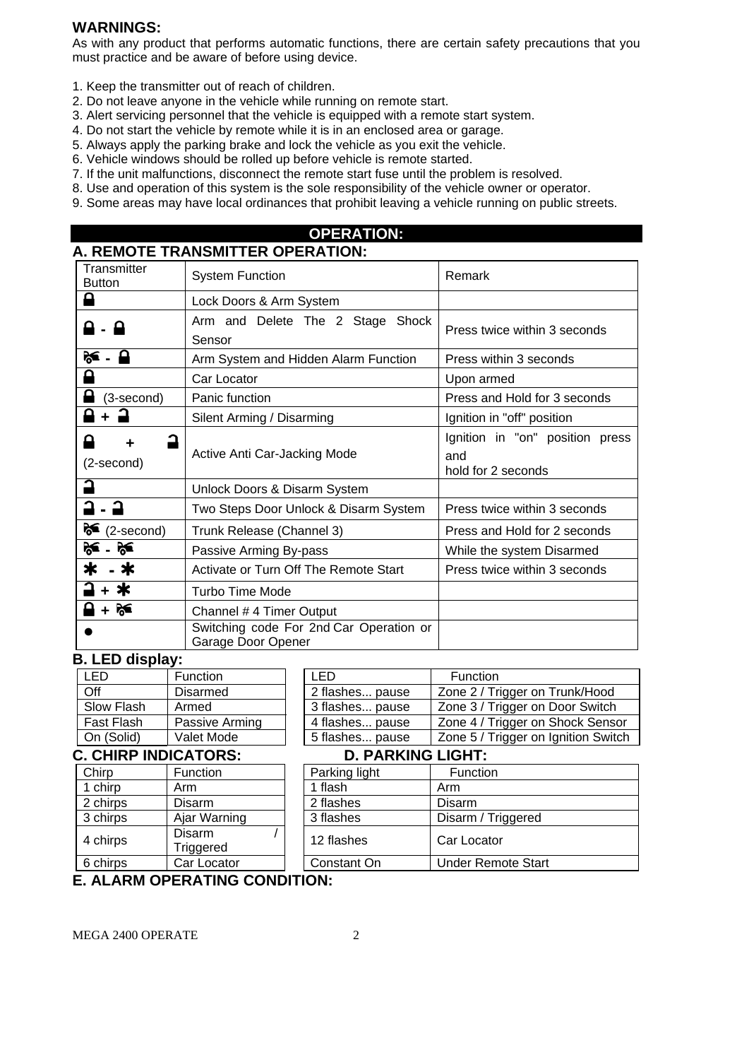## WARNINGS:

As with any product that performs automatic functions, there are certain safety precautions that you must practice and be aware of before using device.

1. Keep the transmitter out of reach of children.
2. Do not leave anyone in the vehicle while running on remote start.
3. Alert servicing personnel that the vehicle is equipped with a remote start system.
4. Do not start the vehicle by remote while it is in an enclosed area or garage.
5. Always apply the parking brake and lock the vehicle as you exit the vehicle.
6. Vehicle windows should be rolled up before vehicle is remote started.
7. If the unit malfunctions, disconnect the remote start fuse until the problem is resolved.
8. Use and operation of this system is the sole responsibility of the vehicle owner or operator.
9. Some areas may have local ordinances that prohibit leaving a vehicle running on public streets.

# OPERATION:

## A. REMOTE TRANSMITTER OPERATION:

| Transmitter Button | System Function | Remark |
|---|---|---|
| 🔒 | Lock Doors & Arm System | |
| 🔒 - 🔒 | Arm and Delete The 2 Stage Shock Sensor | Press twice within 3 seconds |
| [Trunk] - 🔒 | Arm System and Hidden Alarm Function | Press within 3 seconds |
| 🔒 | Car Locator | Upon armed |
| 🔒 (3-second) | Panic function | Press and Hold for 3 seconds |
| 🔒 + 🔓 | Silent Arming / Disarming | Ignition in "off" position |
| 🔒 + 🔓 (2-second) | Active Anti Car-Jacking Mode | Ignition in "on" position press and hold for 2 seconds |
| 🔓 | Unlock Doors & Disarm System | |
| 🔓 - 🔓 | Two Steps Door Unlock & Disarm System | Press twice within 3 seconds |
| [Trunk] (2-second) | Trunk Release (Channel 3) | Press and Hold for 2 seconds |
| [Trunk] - [Trunk] | Passive Arming By-pass | While the system Disarmed |
| ✱ - ✱ | Activate or Turn Off The Remote Start | Press twice within 3 seconds |
| 🔓 + ✱ | Turbo Time Mode | |
| 🔒 + [Trunk] | Channel # 4 Timer Output | |
| ● | Switching code For 2nd Car Operation or Garage Door Opener | |

## B. LED display:

| LED | Function |
|---|---|
| Off | Disarmed |
| Slow Flash | Armed |
| Fast Flash | Passive Arming |
| On (Solid) | Valet Mode |

| LED | Function |
|---|---|
| 2 flashes... pause | Zone 2 / Trigger on Trunk/Hood |
| 3 flashes... pause | Zone 3 / Trigger on Door Switch |
| 4 flashes... pause | Zone 4 / Trigger on Shock Sensor |
| 5 flashes... pause | Zone 5 / Trigger on Ignition Switch |

## C. CHIRP INDICATORS:

| Chirp | Function |
|---|---|
| 1 chirp | Arm |
| 2 chirps | Disarm |
| 3 chirps | Ajar Warning |
| 4 chirps | Disarm / Triggered |
| 6 chirps | Car Locator |

## D. PARKING LIGHT:

| Parking light | Function |
|---|---|
| 1 flash | Arm |
| 2 flashes | Disarm |
| 3 flashes | Disarm / Triggered |
| 12 flashes | Car Locator |
| Constant On | Under Remote Start |

## E. ALARM OPERATING CONDITION: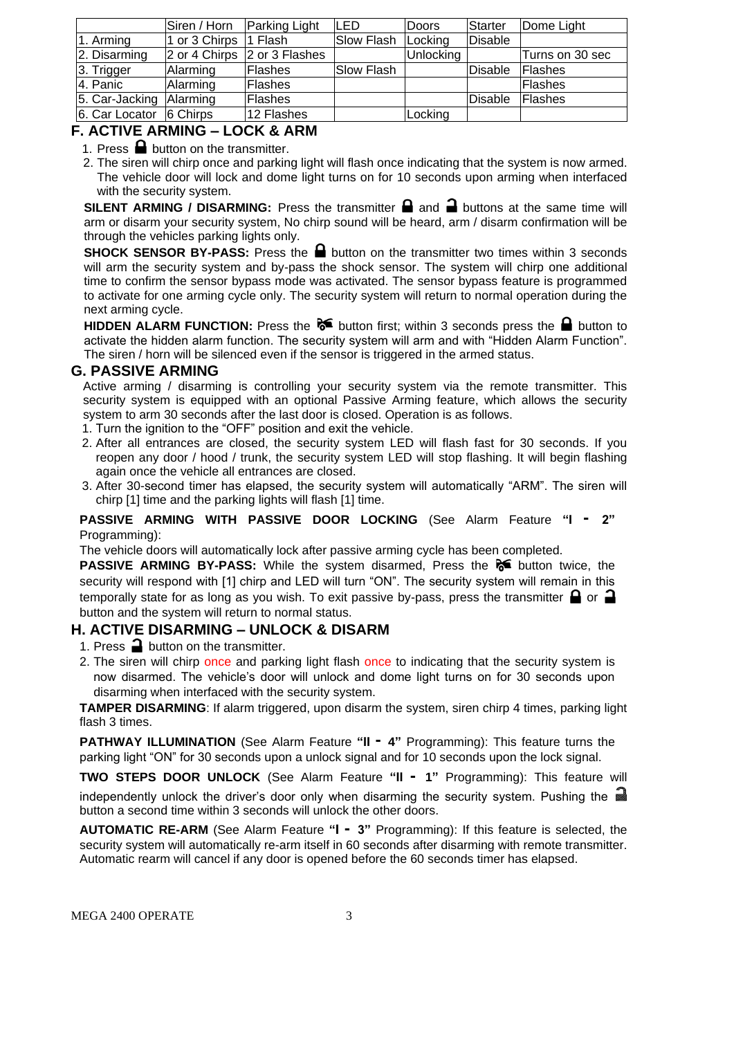| | Siren / Horn | Parking Light | LED | Doors | Starter | Dome Light |
|---|---|---|---|---|---|---|
| 1. Arming | 1 or 3 Chirps | 1 Flash | Slow Flash | Locking | Disable | |
| 2. Disarming | 2 or 4 Chirps | 2 or 3 Flashes | | Unlocking | | Turns on 30 sec |
| 3. Trigger | Alarming | Flashes | Slow Flash | | Disable | Flashes |
| 4. Panic | Alarming | Flashes | | | | Flashes |
| 5. Car-Jacking | Alarming | Flashes | | | Disable | Flashes |
| 6. Car Locator | 6 Chirps | 12 Flashes | | Locking | | |

## F. ACTIVE ARMING – LOCK & ARM

1. Press 🔒 button on the transmitter.
2. The siren will chirp once and parking light will flash once indicating that the system is now armed. The vehicle door will lock and dome light turns on for 10 seconds upon arming when interfaced with the security system.

**SILENT ARMING / DISARMING:** Press the transmitter 🔒 and 🔓 buttons at the same time will arm or disarm your security system, No chirp sound will be heard, arm / disarm confirmation will be through the vehicles parking lights only.

**SHOCK SENSOR BY-PASS:** Press the 🔒 button on the transmitter two times within 3 seconds will arm the security system and by-pass the shock sensor. The system will chirp one additional time to confirm the sensor bypass mode was activated. The sensor bypass feature is programmed to activate for one arming cycle only. The security system will return to normal operation during the next arming cycle.

**HIDDEN ALARM FUNCTION:** Press the 🚗 button first; within 3 seconds press the 🔒 button to activate the hidden alarm function. The security system will arm and with "Hidden Alarm Function". The siren / horn will be silenced even if the sensor is triggered in the armed status.

## G. PASSIVE ARMING

Active arming / disarming is controlling your security system via the remote transmitter. This security system is equipped with an optional Passive Arming feature, which allows the security system to arm 30 seconds after the last door is closed. Operation is as follows.

1. Turn the ignition to the "OFF" position and exit the vehicle.
2. After all entrances are closed, the security system LED will flash fast for 30 seconds. If you reopen any door / hood / trunk, the security system LED will stop flashing. It will begin flashing again once the vehicle all entrances are closed.
3. After 30-second timer has elapsed, the security system will automatically "ARM". The siren will chirp [1] time and the parking lights will flash [1] time.

**PASSIVE ARMING WITH PASSIVE DOOR LOCKING** (See Alarm Feature **"I - 2"** Programming):

The vehicle doors will automatically lock after passive arming cycle has been completed.

**PASSIVE ARMING BY-PASS:** While the system disarmed, Press the 🚗 button twice, the security will respond with [1] chirp and LED will turn "ON". The security system will remain in this temporally state for as long as you wish. To exit passive by-pass, press the transmitter 🔒 or 🔓 button and the system will return to normal status.

## H. ACTIVE DISARMING – UNLOCK & DISARM

1. Press 🔓 button on the transmitter.
2. The siren will chirp once and parking light flash once to indicating that the security system is now disarmed. The vehicle's door will unlock and dome light turns on for 30 seconds upon disarming when interfaced with the security system.

**TAMPER DISARMING**: If alarm triggered, upon disarm the system, siren chirp 4 times, parking light flash 3 times.

**PATHWAY ILLUMINATION** (See Alarm Feature **"II - 4"** Programming): This feature turns the parking light "ON" for 30 seconds upon a unlock signal and for 10 seconds upon the lock signal.

**TWO STEPS DOOR UNLOCK** (See Alarm Feature **"II - 1"** Programming): This feature will independently unlock the driver's door only when disarming the security system. Pushing the 🔓 button a second time within 3 seconds will unlock the other doors.

**AUTOMATIC RE-ARM** (See Alarm Feature **"I - 3"** Programming): If this feature is selected, the security system will automatically re-arm itself in 60 seconds after disarming with remote transmitter. Automatic rearm will cancel if any door is opened before the 60 seconds timer has elapsed.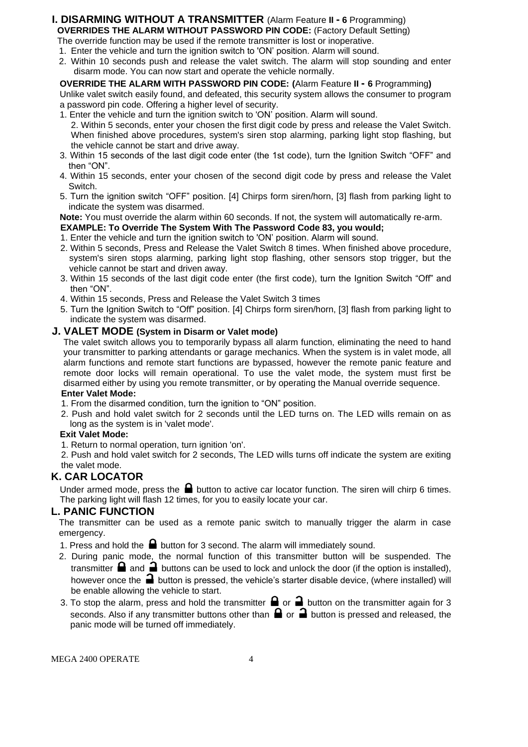## I. DISARMING WITHOUT A TRANSMITTER (Alarm Feature **II - 6** Programming)

**OVERRIDES THE ALARM WITHOUT PASSWORD PIN CODE:** (Factory Default Setting)

The override function may be used if the remote transmitter is lost or inoperative.

1. Enter the vehicle and turn the ignition switch to 'ON' position. Alarm will sound.
2. Within 10 seconds push and release the valet switch. The alarm will stop sounding and enter disarm mode. You can now start and operate the vehicle normally.

**OVERRIDE THE ALARM WITH PASSWORD PIN CODE: (**Alarm Feature **II - 6** Programming**)**

Unlike valet switch easily found, and defeated, this security system allows the consumer to program a password pin code. Offering a higher level of security.

1. Enter the vehicle and turn the ignition switch to 'ON' position. Alarm will sound.
2. Within 5 seconds, enter your chosen the first digit code by press and release the Valet Switch. When finished above procedures, system's siren stop alarming, parking light stop flashing, but the vehicle cannot be start and drive away.
3. Within 15 seconds of the last digit code enter (the 1st code), turn the Ignition Switch "OFF" and then "ON".
4. Within 15 seconds, enter your chosen of the second digit code by press and release the Valet Switch.
5. Turn the ignition switch "OFF" position. [4] Chirps form siren/horn, [3] flash from parking light to indicate the system was disarmed.

**Note:** You must override the alarm within 60 seconds. If not, the system will automatically re-arm.

**EXAMPLE: To Override The System With The Password Code 83, you would;**

1. Enter the vehicle and turn the ignition switch to 'ON' position. Alarm will sound.
2. Within 5 seconds, Press and Release the Valet Switch 8 times. When finished above procedure, system's siren stops alarming, parking light stop flashing, other sensors stop trigger, but the vehicle cannot be start and driven away.
3. Within 15 seconds of the last digit code enter (the first code), turn the Ignition Switch "Off" and then "ON".
4. Within 15 seconds, Press and Release the Valet Switch 3 times
5. Turn the Ignition Switch to "Off" position. [4] Chirps form siren/horn, [3] flash from parking light to indicate the system was disarmed.

## J. VALET MODE (System in Disarm or Valet mode)

The valet switch allows you to temporarily bypass all alarm function, eliminating the need to hand your transmitter to parking attendants or garage mechanics. When the system is in valet mode, all alarm functions and remote start functions are bypassed, however the remote panic feature and remote door locks will remain operational. To use the valet mode, the system must first be disarmed either by using you remote transmitter, or by operating the Manual override sequence.

**Enter Valet Mode:**

1. From the disarmed condition, turn the ignition to "ON" position.
2. Push and hold valet switch for 2 seconds until the LED turns on. The LED wills remain on as long as the system is in 'valet mode'.

**Exit Valet Mode:**

1. Return to normal operation, turn ignition 'on'.
2. Push and hold valet switch for 2 seconds, The LED wills turns off indicate the system are exiting the valet mode.

## K. CAR LOCATOR

Under armed mode, press the 🔒 button to active car locator function. The siren will chirp 6 times. The parking light will flash 12 times, for you to easily locate your car.

## L. PANIC FUNCTION

The transmitter can be used as a remote panic switch to manually trigger the alarm in case emergency.

1. Press and hold the 🔒 button for 3 second. The alarm will immediately sound.
2. During panic mode, the normal function of this transmitter button will be suspended. The transmitter 🔒 and 🔓 buttons can be used to lock and unlock the door (if the option is installed), however once the 🔓 button is pressed, the vehicle's starter disable device, (where installed) will be enable allowing the vehicle to start.
3. To stop the alarm, press and hold the transmitter 🔒 or 🔓 button on the transmitter again for 3 seconds. Also if any transmitter buttons other than 🔒 or 🔓 button is pressed and released, the panic mode will be turned off immediately.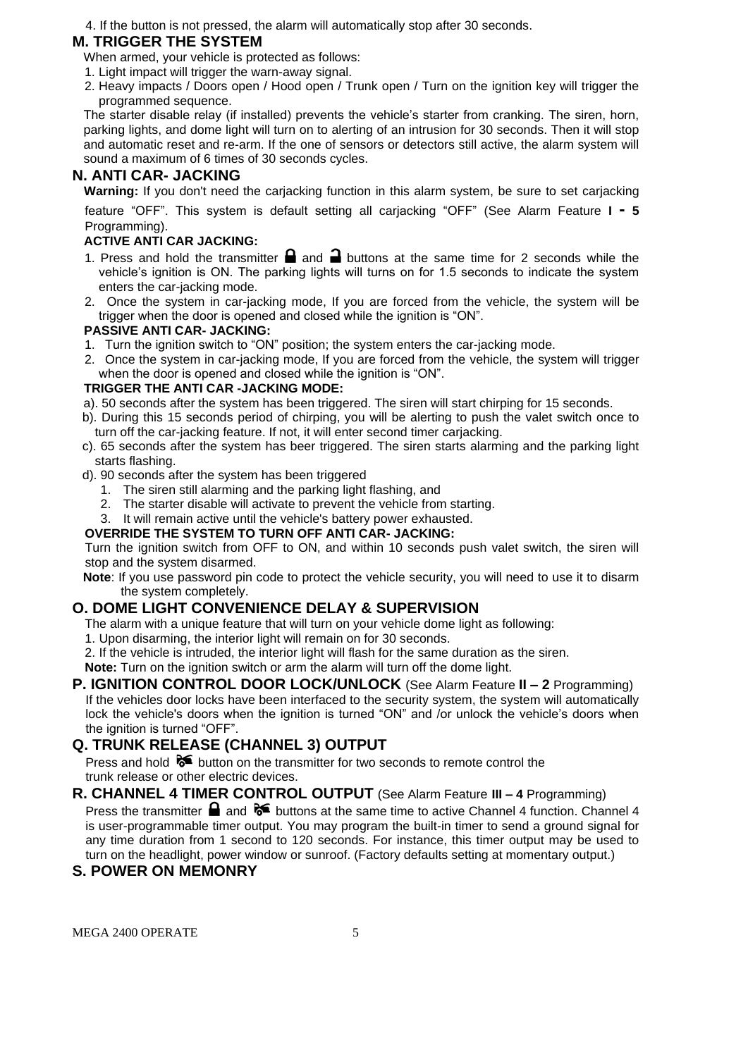4. If the button is not pressed, the alarm will automatically stop after 30 seconds.

## M. TRIGGER THE SYSTEM

When armed, your vehicle is protected as follows:

1. Light impact will trigger the warn-away signal.
2. Heavy impacts / Doors open / Hood open / Trunk open / Turn on the ignition key will trigger the programmed sequence.

The starter disable relay (if installed) prevents the vehicle's starter from cranking. The siren, horn, parking lights, and dome light will turn on to alerting of an intrusion for 30 seconds. Then it will stop and automatic reset and re-arm. If the one of sensors or detectors still active, the alarm system will sound a maximum of 6 times of 30 seconds cycles.

## N. ANTI CAR- JACKING

**Warning:** If you don't need the carjacking function in this alarm system, be sure to set carjacking feature "OFF". This system is default setting all carjacking "OFF" (See Alarm Feature **I - 5** Programming).

### ACTIVE ANTI CAR JACKING:

1. Press and hold the transmitter 🔒 and 🔓 buttons at the same time for 2 seconds while the vehicle's ignition is ON. The parking lights will turns on for 1.5 seconds to indicate the system enters the car-jacking mode.
2. Once the system in car-jacking mode, If you are forced from the vehicle, the system will be trigger when the door is opened and closed while the ignition is "ON".

### PASSIVE ANTI CAR- JACKING:

1. Turn the ignition switch to "ON" position; the system enters the car-jacking mode.
2. Once the system in car-jacking mode, If you are forced from the vehicle, the system will trigger when the door is opened and closed while the ignition is "ON".

### TRIGGER THE ANTI CAR -JACKING MODE:

a). 50 seconds after the system has been triggered. The siren will start chirping for 15 seconds.

b). During this 15 seconds period of chirping, you will be alerting to push the valet switch once to turn off the car-jacking feature. If not, it will enter second timer carjacking.

c). 65 seconds after the system has beer triggered. The siren starts alarming and the parking light starts flashing.

d). 90 seconds after the system has been triggered

1. The siren still alarming and the parking light flashing, and
2. The starter disable will activate to prevent the vehicle from starting.
3. It will remain active until the vehicle's battery power exhausted.

### OVERRIDE THE SYSTEM TO TURN OFF ANTI CAR- JACKING:

Turn the ignition switch from OFF to ON, and within 10 seconds push valet switch, the siren will stop and the system disarmed.

**Note**: If you use password pin code to protect the vehicle security, you will need to use it to disarm the system completely.

## O. DOME LIGHT CONVENIENCE DELAY & SUPERVISION

The alarm with a unique feature that will turn on your vehicle dome light as following:

1. Upon disarming, the interior light will remain on for 30 seconds.
2. If the vehicle is intruded, the interior light will flash for the same duration as the siren.

**Note:** Turn on the ignition switch or arm the alarm will turn off the dome light.

## P. IGNITION CONTROL DOOR LOCK/UNLOCK (See Alarm Feature **II – 2** Programming)

If the vehicles door locks have been interfaced to the security system, the system will automatically lock the vehicle's doors when the ignition is turned "ON" and /or unlock the vehicle's doors when the ignition is turned "OFF".

## Q. TRUNK RELEASE (CHANNEL 3) OUTPUT

Press and hold 🚗 button on the transmitter for two seconds to remote control the trunk release or other electric devices.

## R. CHANNEL 4 TIMER CONTROL OUTPUT (See Alarm Feature **III – 4** Programming)

Press the transmitter 🔒 and 🚗 buttons at the same time to active Channel 4 function. Channel 4 is user-programmable timer output. You may program the built-in timer to send a ground signal for any time duration from 1 second to 120 seconds. For instance, this timer output may be used to turn on the headlight, power window or sunroof. (Factory defaults setting at momentary output.)

## S. POWER ON MEMONRY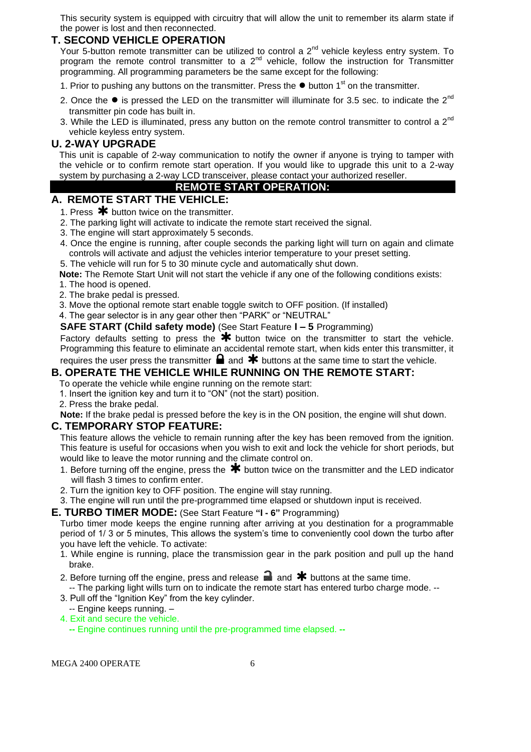This security system is equipped with circuitry that will allow the unit to remember its alarm state if the power is lost and then reconnected.

## T. SECOND VEHICLE OPERATION

Your 5-button remote transmitter can be utilized to control a 2nd vehicle keyless entry system. To program the remote control transmitter to a 2nd vehicle, follow the instruction for Transmitter programming. All programming parameters be the same except for the following:

1. Prior to pushing any buttons on the transmitter. Press the ● button 1st on the transmitter.
2. Once the ● is pressed the LED on the transmitter will illuminate for 3.5 sec. to indicate the 2nd transmitter pin code has built in.
3. While the LED is illuminated, press any button on the remote control transmitter to control a 2nd vehicle keyless entry system.

## U. 2-WAY UPGRADE

This unit is capable of 2-way communication to notify the owner if anyone is trying to tamper with the vehicle or to confirm remote start operation. If you would like to upgrade this unit to a 2-way system by purchasing a 2-way LCD transceiver, please contact your authorized reseller.

# REMOTE START OPERATION:

## A. REMOTE START THE VEHICLE:

1. Press ✱ button twice on the transmitter.
2. The parking light will activate to indicate the remote start received the signal.
3. The engine will start approximately 5 seconds.
4. Once the engine is running, after couple seconds the parking light will turn on again and climate controls will activate and adjust the vehicles interior temperature to your preset setting.
5. The vehicle will run for 5 to 30 minute cycle and automatically shut down.

**Note:** The Remote Start Unit will not start the vehicle if any one of the following conditions exists:

1. The hood is opened.
2. The brake pedal is pressed.
3. Move the optional remote start enable toggle switch to OFF position. (If installed)
4. The gear selector is in any gear other then "PARK" or "NEUTRAL"

**SAFE START (Child safety mode)** (See Start Feature **I – 5** Programming)

Factory defaults setting to press the ✱ button twice on the transmitter to start the vehicle. Programming this feature to eliminate an accidental remote start, when kids enter this transmitter, it requires the user press the transmitter 🔒 and ✱ buttons at the same time to start the vehicle.

## B. OPERATE THE VEHICLE WHILE RUNNING ON THE REMOTE START:

To operate the vehicle while engine running on the remote start:

1. Insert the ignition key and turn it to "ON" (not the start) position.
2. Press the brake pedal.

**Note:** If the brake pedal is pressed before the key is in the ON position, the engine will shut down.

## C. TEMPORARY STOP FEATURE:

This feature allows the vehicle to remain running after the key has been removed from the ignition. This feature is useful for occasions when you wish to exit and lock the vehicle for short periods, but would like to leave the motor running and the climate control on.

1. Before turning off the engine, press the ✱ button twice on the transmitter and the LED indicator will flash 3 times to confirm enter.
2. Turn the ignition key to OFF position. The engine will stay running.
3. The engine will run until the pre-programmed time elapsed or shutdown input is received.

## E. TURBO TIMER MODE: (See Start Feature **"I - 6"** Programming)

Turbo timer mode keeps the engine running after arriving at you destination for a programmable period of 1/ 3 or 5 minutes, This allows the system's time to conveniently cool down the turbo after you have left the vehicle. To activate:

1. While engine is running, place the transmission gear in the park position and pull up the hand brake.
2. Before turning off the engine, press and release 🔓 and ✱ buttons at the same time.
   -- The parking light wills turn on to indicate the remote start has entered turbo charge mode. --
3. Pull off the "Ignition Key" from the key cylinder.
   -- Engine keeps running. –
4. Exit and secure the vehicle.
   -- Engine continues running until the pre-programmed time elapsed. --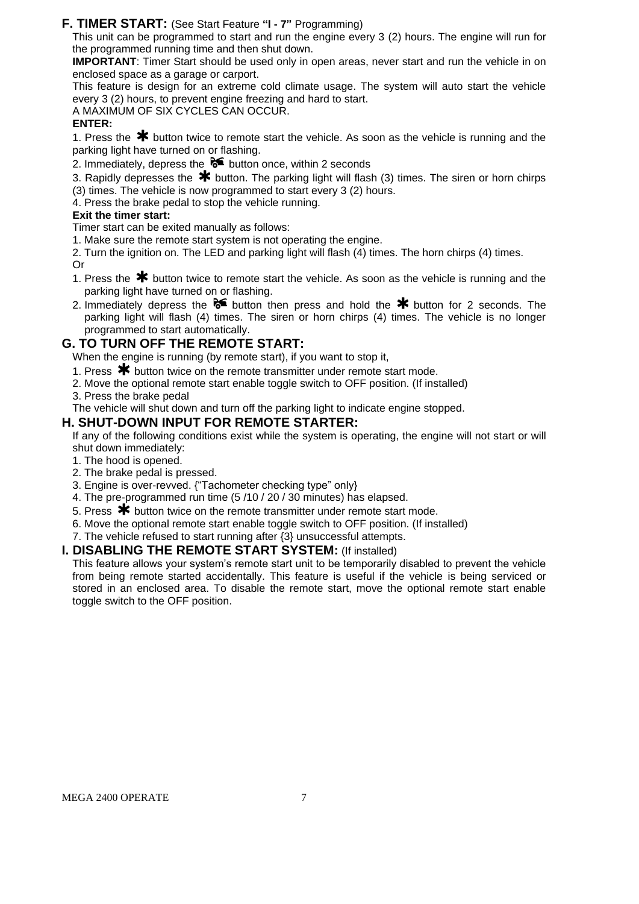## F. TIMER START: (See Start Feature **"I - 7"** Programming)

This unit can be programmed to start and run the engine every 3 (2) hours. The engine will run for the programmed running time and then shut down.

**IMPORTANT**: Timer Start should be used only in open areas, never start and run the vehicle in on enclosed space as a garage or carport.

This feature is design for an extreme cold climate usage. The system will auto start the vehicle every 3 (2) hours, to prevent engine freezing and hard to start.

A MAXIMUM OF SIX CYCLES CAN OCCUR.

**ENTER:**

1. Press the ✱ button twice to remote start the vehicle. As soon as the vehicle is running and the parking light have turned on or flashing.
2. Immediately, depress the 🚘 button once, within 2 seconds
3. Rapidly depresses the ✱ button. The parking light will flash (3) times. The siren or horn chirps (3) times. The vehicle is now programmed to start every 3 (2) hours.
4. Press the brake pedal to stop the vehicle running.

**Exit the timer start:**

Timer start can be exited manually as follows:

1. Make sure the remote start system is not operating the engine.
2. Turn the ignition on. The LED and parking light will flash (4) times. The horn chirps (4) times.

Or

1. Press the ✱ button twice to remote start the vehicle. As soon as the vehicle is running and the parking light have turned on or flashing.
2. Immediately depress the 🚘 button then press and hold the ✱ button for 2 seconds. The parking light will flash (4) times. The siren or horn chirps (4) times. The vehicle is no longer programmed to start automatically.

## G. TO TURN OFF THE REMOTE START:

When the engine is running (by remote start), if you want to stop it,

1. Press ✱ button twice on the remote transmitter under remote start mode.
2. Move the optional remote start enable toggle switch to OFF position. (If installed)
3. Press the brake pedal

The vehicle will shut down and turn off the parking light to indicate engine stopped.

## H. SHUT-DOWN INPUT FOR REMOTE STARTER:

If any of the following conditions exist while the system is operating, the engine will not start or will shut down immediately:

1. The hood is opened.
2. The brake pedal is pressed.
3. Engine is over-revved. {"Tachometer checking type" only}
4. The pre-programmed run time (5 /10 / 20 / 30 minutes) has elapsed.
5. Press ✱ button twice on the remote transmitter under remote start mode.
6. Move the optional remote start enable toggle switch to OFF position. (If installed)
7. The vehicle refused to start running after {3} unsuccessful attempts.

## I. DISABLING THE REMOTE START SYSTEM: (If installed)

This feature allows your system's remote start unit to be temporarily disabled to prevent the vehicle from being remote started accidentally. This feature is useful if the vehicle is being serviced or stored in an enclosed area. To disable the remote start, move the optional remote start enable toggle switch to the OFF position.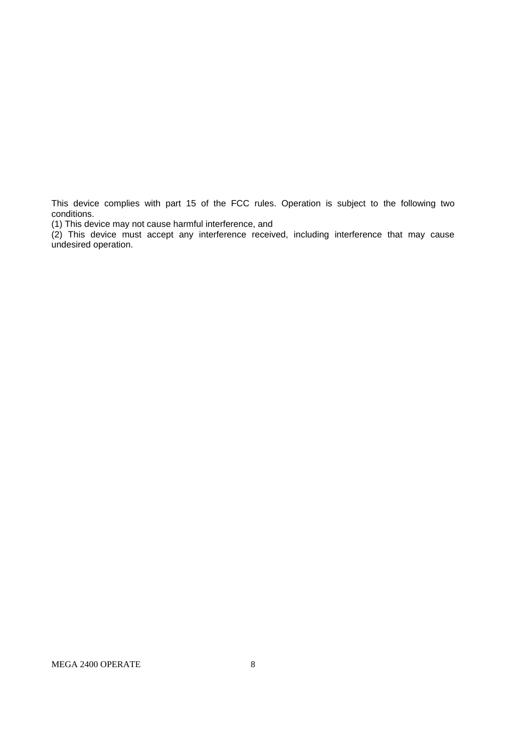This device complies with part 15 of the FCC rules. Operation is subject to the following two conditions.

(1) This device may not cause harmful interference, and

(2) This device must accept any interference received, including interference that may cause undesired operation.